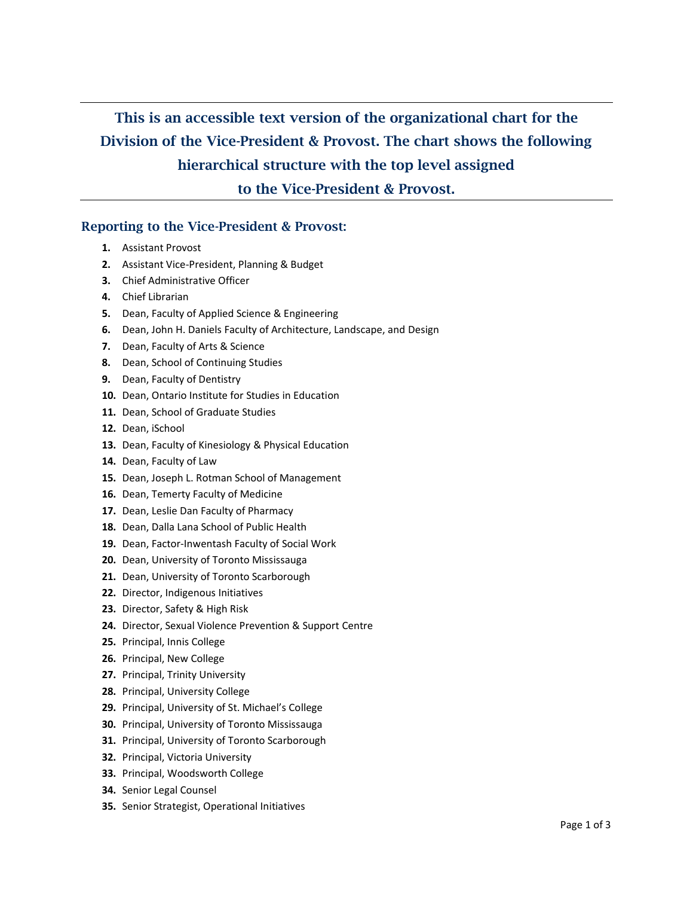## This is an accessible text version of the organizational chart for the Division of the Vice-President & Provost. The chart shows the following hierarchical structure with the top level assigned to the Vice-President & Provost.

### Reporting to the Vice-President & Provost:

1. Assistant Provost
2. Assistant Vice-President, Planning & Budget
3. Chief Administrative Officer
4. Chief Librarian
5. Dean, Faculty of Applied Science & Engineering
6. Dean, John H. Daniels Faculty of Architecture, Landscape, and Design
7. Dean, Faculty of Arts & Science
8. Dean, School of Continuing Studies
9. Dean, Faculty of Dentistry
10. Dean, Ontario Institute for Studies in Education
11. Dean, School of Graduate Studies
12. Dean, iSchool
13. Dean, Faculty of Kinesiology & Physical Education
14. Dean, Faculty of Law
15. Dean, Joseph L. Rotman School of Management
16. Dean, Temerty Faculty of Medicine
17. Dean, Leslie Dan Faculty of Pharmacy
18. Dean, Dalla Lana School of Public Health
19. Dean, Factor-Inwentash Faculty of Social Work
20. Dean, University of Toronto Mississauga
21. Dean, University of Toronto Scarborough
22. Director, Indigenous Initiatives
23. Director, Safety & High Risk
24. Director, Sexual Violence Prevention & Support Centre
25. Principal, Innis College
26. Principal, New College
27. Principal, Trinity University
28. Principal, University College
29. Principal, University of St. Michael's College
30. Principal, University of Toronto Mississauga
31. Principal, University of Toronto Scarborough
32. Principal, Victoria University
33. Principal, Woodsworth College
34. Senior Legal Counsel
35. Senior Strategist, Operational Initiatives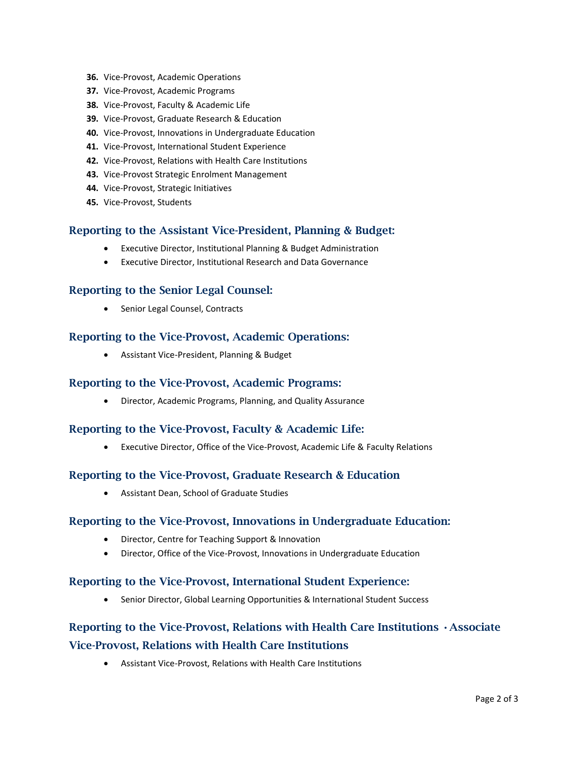36. Vice-Provost, Academic Operations
37. Vice-Provost, Academic Programs
38. Vice-Provost, Faculty & Academic Life
39. Vice-Provost, Graduate Research & Education
40. Vice-Provost, Innovations in Undergraduate Education
41. Vice-Provost, International Student Experience
42. Vice-Provost, Relations with Health Care Institutions
43. Vice-Provost Strategic Enrolment Management
44. Vice-Provost, Strategic Initiatives
45. Vice-Provost, Students

### Reporting to the Assistant Vice-President, Planning & Budget:

- Executive Director, Institutional Planning & Budget Administration
- Executive Director, Institutional Research and Data Governance

### Reporting to the Senior Legal Counsel:

- Senior Legal Counsel, Contracts

### Reporting to the Vice-Provost, Academic Operations:

- Assistant Vice-President, Planning & Budget

### Reporting to the Vice-Provost, Academic Programs:

- Director, Academic Programs, Planning, and Quality Assurance

### Reporting to the Vice-Provost, Faculty & Academic Life:

- Executive Director, Office of the Vice-Provost, Academic Life & Faculty Relations

### Reporting to the Vice-Provost, Graduate Research & Education

- Assistant Dean, School of Graduate Studies

### Reporting to the Vice-Provost, Innovations in Undergraduate Education:

- Director, Centre for Teaching Support & Innovation
- Director, Office of the Vice-Provost, Innovations in Undergraduate Education

### Reporting to the Vice-Provost, International Student Experience:

- Senior Director, Global Learning Opportunities & International Student Success

### Reporting to the Vice-Provost, Relations with Health Care Institutions • Associate Vice-Provost, Relations with Health Care Institutions

- Assistant Vice-Provost, Relations with Health Care Institutions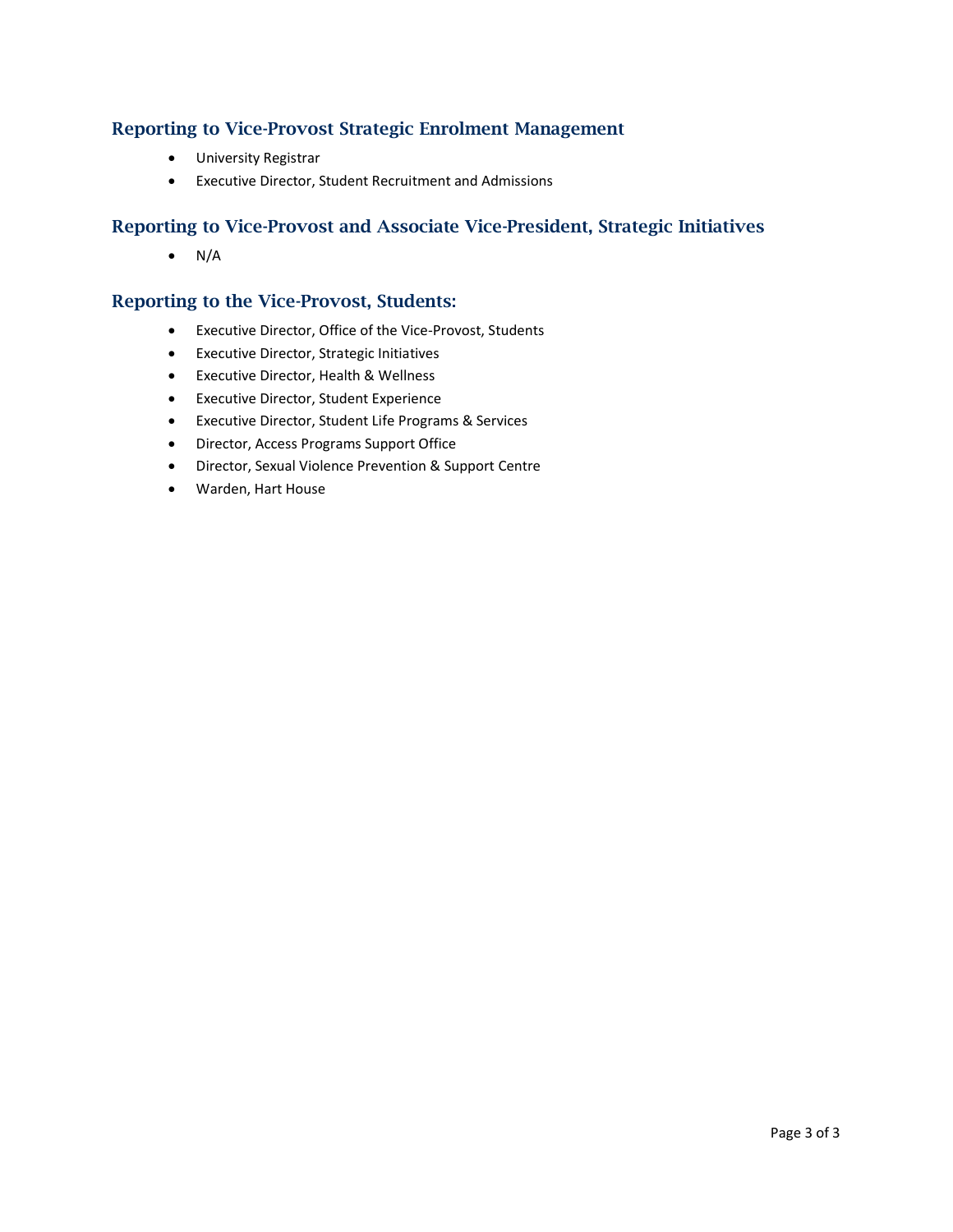## Reporting to Vice-Provost Strategic Enrolment Management

- University Registrar
- Executive Director, Student Recruitment and Admissions

## Reporting to Vice-Provost and Associate Vice-President, Strategic Initiatives

- N/A

## Reporting to the Vice-Provost, Students:

- Executive Director, Office of the Vice-Provost, Students
- Executive Director, Strategic Initiatives
- Executive Director, Health & Wellness
- Executive Director, Student Experience
- Executive Director, Student Life Programs & Services
- Director, Access Programs Support Office
- Director, Sexual Violence Prevention & Support Centre
- Warden, Hart House